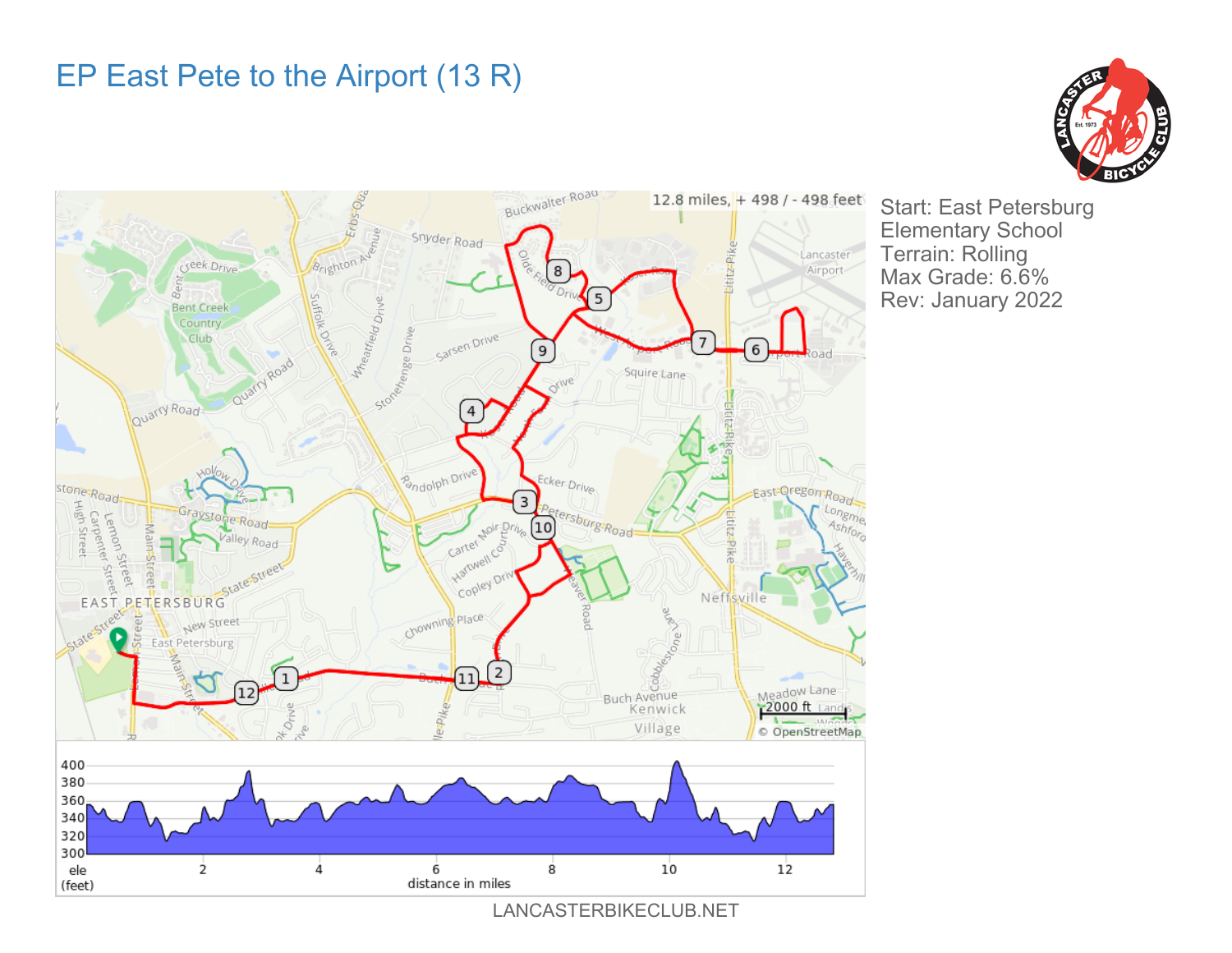# EP East Pete to the Airport (13 R)

Start: East Petersburg Elementary School
Terrain: Rolling
Max Grade: 6.6%
Rev: January 2022

12.8 miles, + 498 / - 498 feet

LANCASTERBIKECLUB.NET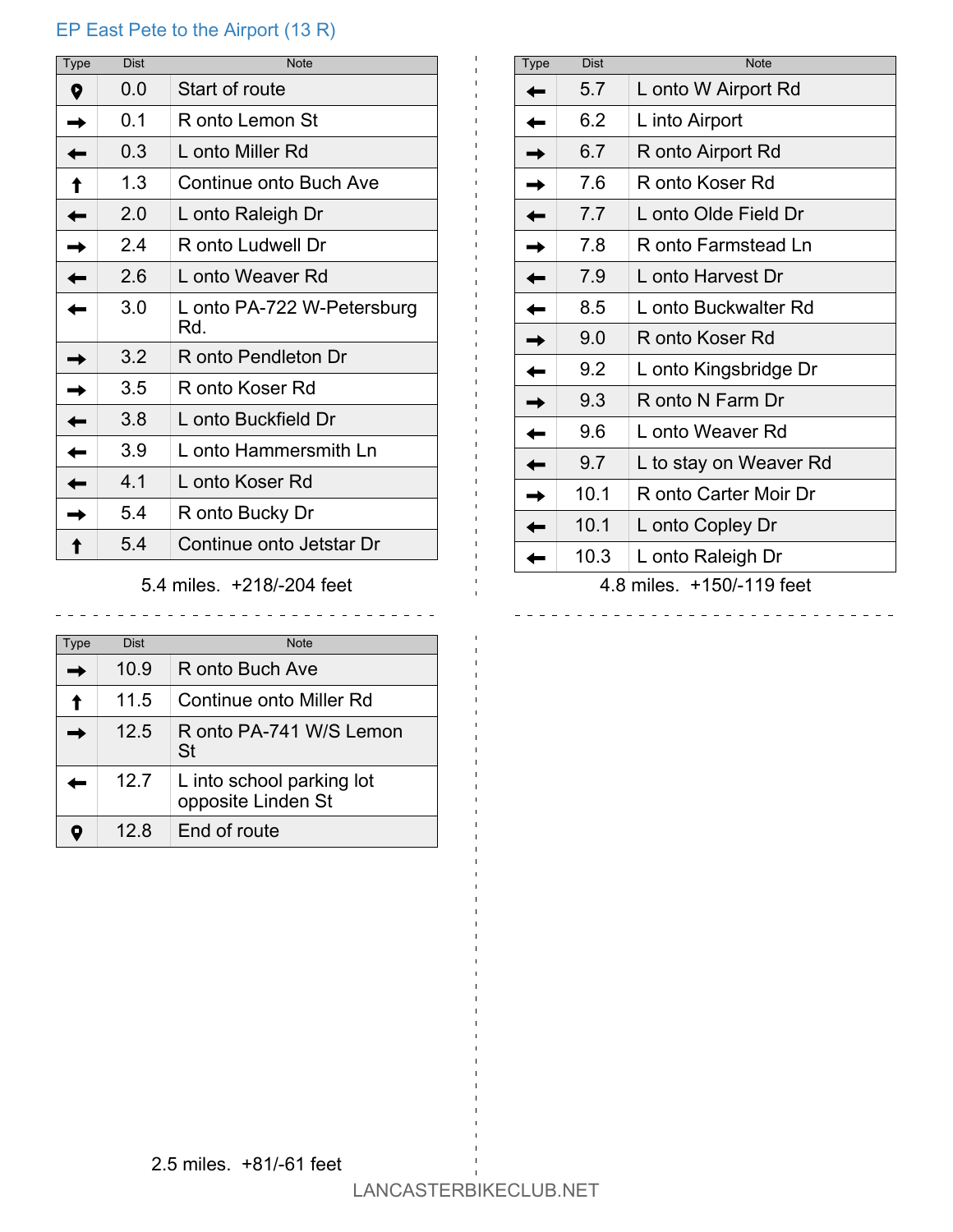# EP East Pete to the Airport (13 R)

| Type | Dist | Note |
|---|---|---|
| 📍 | 0.0 | Start of route |
| → | 0.1 | R onto Lemon St |
| ← | 0.3 | L onto Miller Rd |
| ↑ | 1.3 | Continue onto Buch Ave |
| ← | 2.0 | L onto Raleigh Dr |
| → | 2.4 | R onto Ludwell Dr |
| ← | 2.6 | L onto Weaver Rd |
| ← | 3.0 | L onto PA-722 W-Petersburg Rd. |
| → | 3.2 | R onto Pendleton Dr |
| → | 3.5 | R onto Koser Rd |
| ← | 3.8 | L onto Buckfield Dr |
| ← | 3.9 | L onto Hammersmith Ln |
| ← | 4.1 | L onto Koser Rd |
| → | 5.4 | R onto Bucky Dr |
| ↑ | 5.4 | Continue onto Jetstar Dr |

5.4 miles. +218/-204 feet

| Type | Dist | Note |
|---|---|---|
| ← | 5.7 | L onto W Airport Rd |
| ← | 6.2 | L into Airport |
| → | 6.7 | R onto Airport Rd |
| → | 7.6 | R onto Koser Rd |
| ← | 7.7 | L onto Olde Field Dr |
| → | 7.8 | R onto Farmstead Ln |
| ← | 7.9 | L onto Harvest Dr |
| ← | 8.5 | L onto Buckwalter Rd |
| → | 9.0 | R onto Koser Rd |
| ← | 9.2 | L onto Kingsbridge Dr |
| → | 9.3 | R onto N Farm Dr |
| ← | 9.6 | L onto Weaver Rd |
| ← | 9.7 | L to stay on Weaver Rd |
| → | 10.1 | R onto Carter Moir Dr |
| ← | 10.1 | L onto Copley Dr |
| ← | 10.3 | L onto Raleigh Dr |

4.8 miles. +150/-119 feet

| Type | Dist | Note |
|---|---|---|
| → | 10.9 | R onto Buch Ave |
| ↑ | 11.5 | Continue onto Miller Rd |
| → | 12.5 | R onto PA-741 W/S Lemon St |
| ← | 12.7 | L into school parking lot opposite Linden St |
| 📍 | 12.8 | End of route |

2.5 miles. +81/-61 feet

LANCASTERBIKECLUB.NET